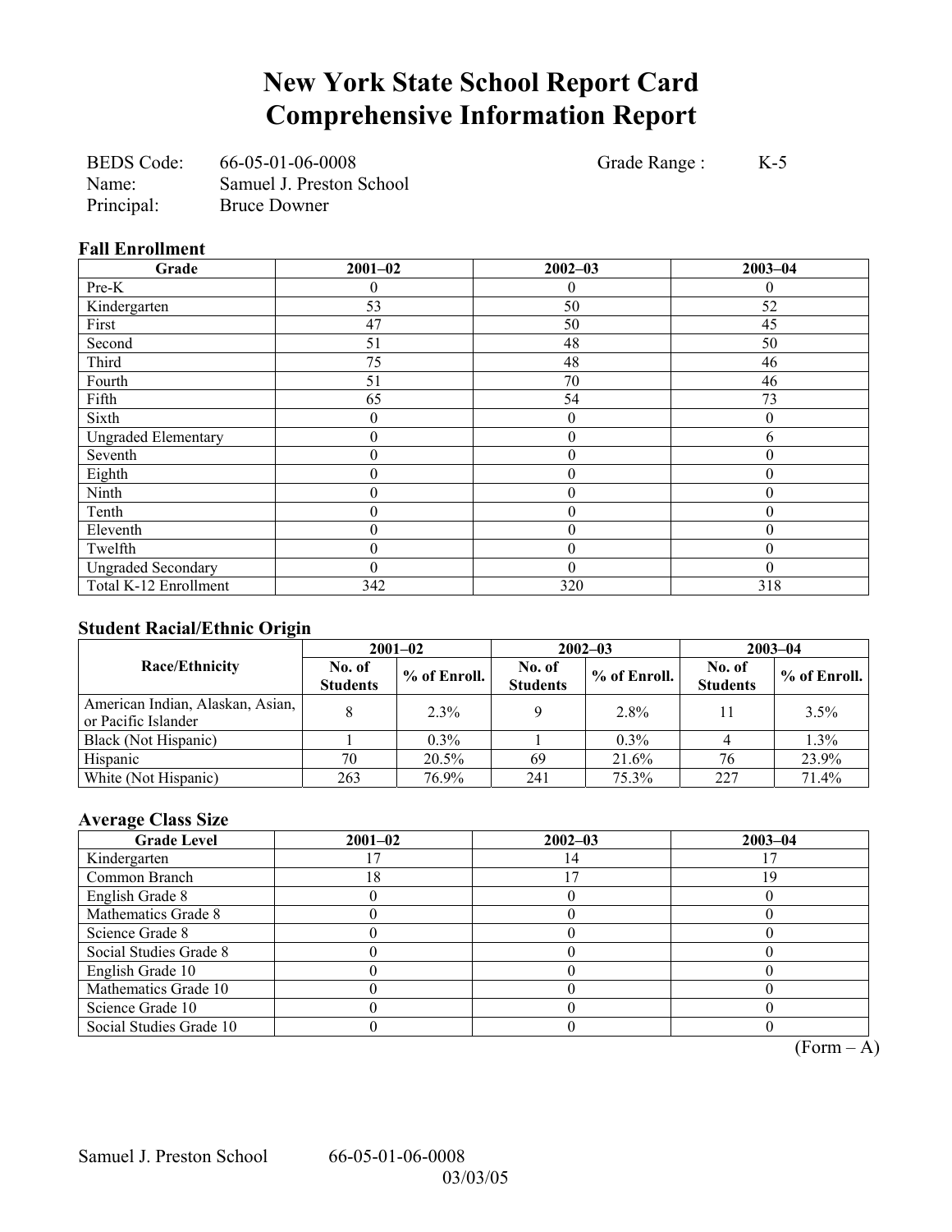# New York State School Report Card
# Comprehensive Information Report

BEDS Code: 66-05-01-06-0008 Grade Range : K-5
Name: Samuel J. Preston School
Principal: Bruce Downer

### Fall Enrollment

| Grade | 2001–02 | 2002–03 | 2003–04 |
|---|---|---|---|
| Pre-K | 0 | 0 | 0 |
| Kindergarten | 53 | 50 | 52 |
| First | 47 | 50 | 45 |
| Second | 51 | 48 | 50 |
| Third | 75 | 48 | 46 |
| Fourth | 51 | 70 | 46 |
| Fifth | 65 | 54 | 73 |
| Sixth | 0 | 0 | 0 |
| Ungraded Elementary | 0 | 0 | 6 |
| Seventh | 0 | 0 | 0 |
| Eighth | 0 | 0 | 0 |
| Ninth | 0 | 0 | 0 |
| Tenth | 0 | 0 | 0 |
| Eleventh | 0 | 0 | 0 |
| Twelfth | 0 | 0 | 0 |
| Ungraded Secondary | 0 | 0 | 0 |
| Total K-12 Enrollment | 342 | 320 | 318 |

### Student Racial/Ethnic Origin

| Race/Ethnicity | 2001–02 | | 2002–03 | | 2003–04 | |
|---|---|---|---|---|---|---|
| | No. of Students | % of Enroll. | No. of Students | % of Enroll. | No. of Students | % of Enroll. |
| American Indian, Alaskan, Asian, or Pacific Islander | 8 | 2.3% | 9 | 2.8% | 11 | 3.5% |
| Black (Not Hispanic) | 1 | 0.3% | 1 | 0.3% | 4 | 1.3% |
| Hispanic | 70 | 20.5% | 69 | 21.6% | 76 | 23.9% |
| White (Not Hispanic) | 263 | 76.9% | 241 | 75.3% | 227 | 71.4% |

### Average Class Size

| Grade Level | 2001–02 | 2002–03 | 2003–04 |
|---|---|---|---|
| Kindergarten | 17 | 14 | 17 |
| Common Branch | 18 | 17 | 19 |
| English Grade 8 | 0 | 0 | 0 |
| Mathematics Grade 8 | 0 | 0 | 0 |
| Science Grade 8 | 0 | 0 | 0 |
| Social Studies Grade 8 | 0 | 0 | 0 |
| English Grade 10 | 0 | 0 | 0 |
| Mathematics Grade 10 | 0 | 0 | 0 |
| Science Grade 10 | 0 | 0 | 0 |
| Social Studies Grade 10 | 0 | 0 | 0 |

(Form – A)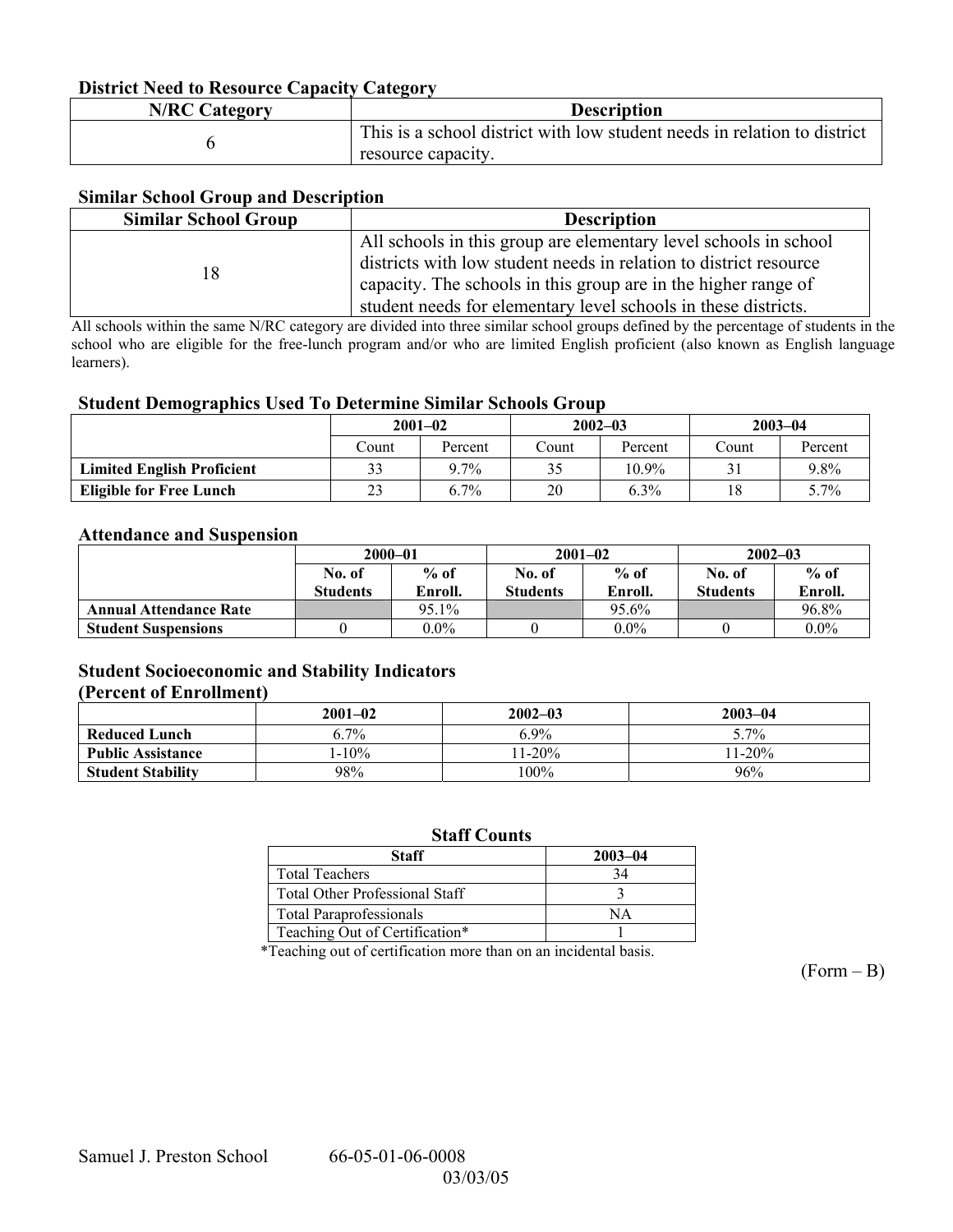### District Need to Resource Capacity Category

| N/RC Category | Description |
|---|---|
| 6 | This is a school district with low student needs in relation to district resource capacity. |

### Similar School Group and Description

| Similar School Group | Description |
|---|---|
| 18 | All schools in this group are elementary level schools in school districts with low student needs in relation to district resource capacity. The schools in this group are in the higher range of student needs for elementary level schools in these districts. |

All schools within the same N/RC category are divided into three similar school groups defined by the percentage of students in the school who are eligible for the free-lunch program and/or who are limited English proficient (also known as English language learners).

### Student Demographics Used To Determine Similar Schools Group

| | 2001–02 | | 2002–03 | | 2003–04 | |
|---|---|---|---|---|---|---|
| | Count | Percent | Count | Percent | Count | Percent |
| **Limited English Proficient** | 33 | 9.7% | 35 | 10.9% | 31 | 9.8% |
| **Eligible for Free Lunch** | 23 | 6.7% | 20 | 6.3% | 18 | 5.7% |

### Attendance and Suspension

| | 2000–01 | | 2001–02 | | 2002–03 | |
|---|---|---|---|---|---|---|
| | No. of Students | % of Enroll. | No. of Students | % of Enroll. | No. of Students | % of Enroll. |
| **Annual Attendance Rate** | | 95.1% | | 95.6% | | 96.8% |
| **Student Suspensions** | 0 | 0.0% | 0 | 0.0% | 0 | 0.0% |

### Student Socioeconomic and Stability Indicators (Percent of Enrollment)

| | 2001–02 | 2002–03 | 2003–04 |
|---|---|---|---|
| **Reduced Lunch** | 6.7% | 6.9% | 5.7% |
| **Public Assistance** | 1-10% | 11-20% | 11-20% |
| **Student Stability** | 98% | 100% | 96% |

### Staff Counts

| Staff | 2003–04 |
|---|---|
| Total Teachers | 34 |
| Total Other Professional Staff | 3 |
| Total Paraprofessionals | NA |
| Teaching Out of Certification* | 1 |

*Teaching out of certification more than on an incidental basis.

(Form – B)

Samuel J. Preston School 66-05-01-06-0008

03/03/05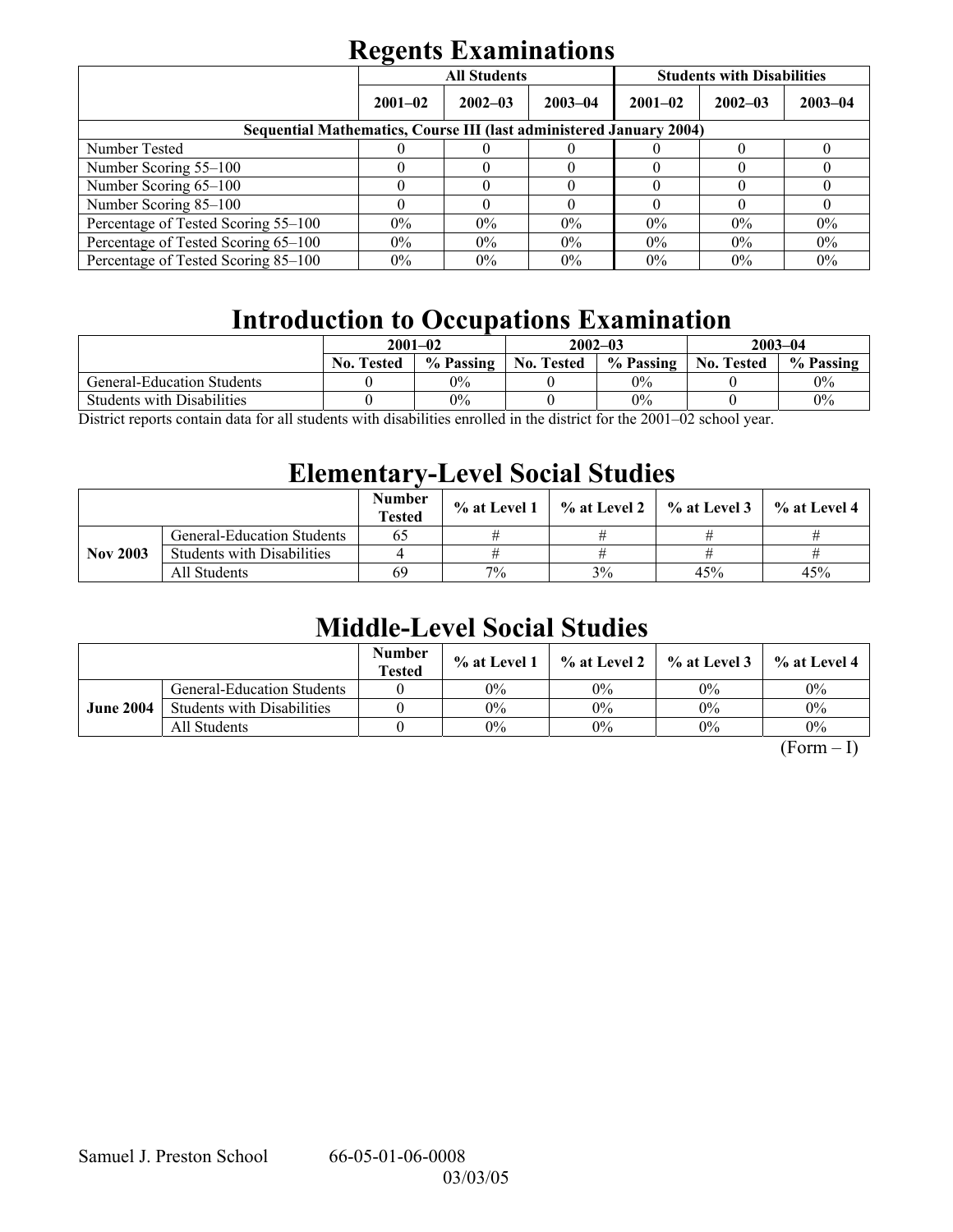# Regents Examinations

| | All Students | | | Students with Disabilities | | |
|---|---|---|---|---|---|---|
| | 2001–02 | 2002–03 | 2003–04 | 2001–02 | 2002–03 | 2003–04 |
| **Sequential Mathematics, Course III (last administered January 2004)** | | | | | | |
| Number Tested | 0 | 0 | 0 | 0 | 0 | 0 |
| Number Scoring 55–100 | 0 | 0 | 0 | 0 | 0 | 0 |
| Number Scoring 65–100 | 0 | 0 | 0 | 0 | 0 | 0 |
| Number Scoring 85–100 | 0 | 0 | 0 | 0 | 0 | 0 |
| Percentage of Tested Scoring 55–100 | 0% | 0% | 0% | 0% | 0% | 0% |
| Percentage of Tested Scoring 65–100 | 0% | 0% | 0% | 0% | 0% | 0% |
| Percentage of Tested Scoring 85–100 | 0% | 0% | 0% | 0% | 0% | 0% |

# Introduction to Occupations Examination

| | 2001–02 | | 2002–03 | | 2003–04 | |
|---|---|---|---|---|---|---|
| | No. Tested | % Passing | No. Tested | % Passing | No. Tested | % Passing |
| General-Education Students | 0 | 0% | 0 | 0% | 0 | 0% |
| Students with Disabilities | 0 | 0% | 0 | 0% | 0 | 0% |

District reports contain data for all students with disabilities enrolled in the district for the 2001–02 school year.

# Elementary-Level Social Studies

| | | Number Tested | % at Level 1 | % at Level 2 | % at Level 3 | % at Level 4 |
|---|---|---|---|---|---|---|
| **Nov 2003** | General-Education Students | 65 | # | # | # | # |
| | Students with Disabilities | 4 | # | # | # | # |
| | All Students | 69 | 7% | 3% | 45% | 45% |

# Middle-Level Social Studies

| | | Number Tested | % at Level 1 | % at Level 2 | % at Level 3 | % at Level 4 |
|---|---|---|---|---|---|---|
| **June 2004** | General-Education Students | 0 | 0% | 0% | 0% | 0% |
| | Students with Disabilities | 0 | 0% | 0% | 0% | 0% |
| | All Students | 0 | 0% | 0% | 0% | 0% |

(Form – I)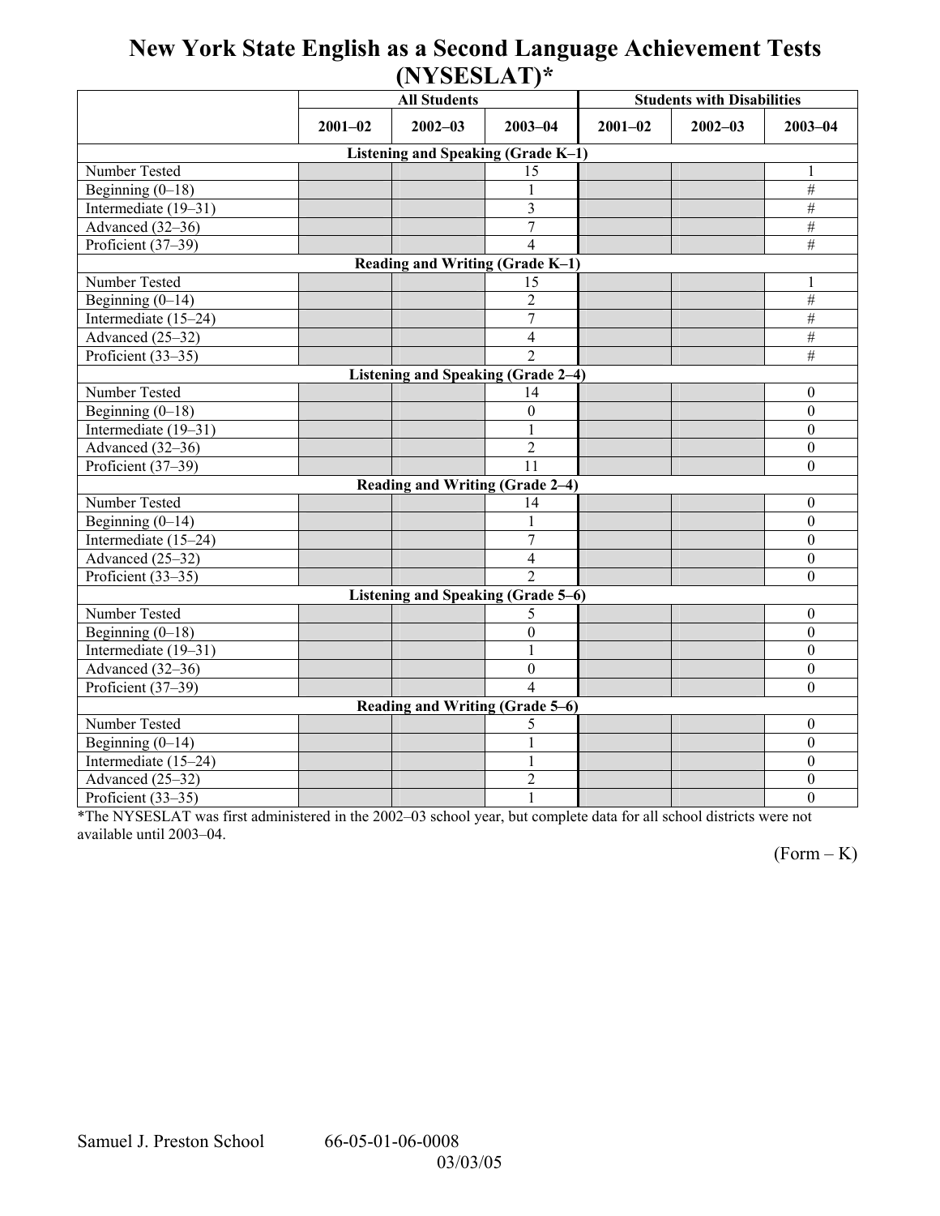# New York State English as a Second Language Achievement Tests (NYSESLAT)*

| | All Students | | | Students with Disabilities | | |
|---|---|---|---|---|---|---|
| | 2001–02 | 2002–03 | 2003–04 | 2001–02 | 2002–03 | 2003–04 |
| **Listening and Speaking (Grade K–1)** | | | | | | |
| Number Tested | | | 15 | | | 1 |
| Beginning (0–18) | | | 1 | | | # |
| Intermediate (19–31) | | | 3 | | | # |
| Advanced (32–36) | | | 7 | | | # |
| Proficient (37–39) | | | 4 | | | # |
| **Reading and Writing (Grade K–1)** | | | | | | |
| Number Tested | | | 15 | | | 1 |
| Beginning (0–14) | | | 2 | | | # |
| Intermediate (15–24) | | | 7 | | | # |
| Advanced (25–32) | | | 4 | | | # |
| Proficient (33–35) | | | 2 | | | # |
| **Listening and Speaking (Grade 2–4)** | | | | | | |
| Number Tested | | | 14 | | | 0 |
| Beginning (0–18) | | | 0 | | | 0 |
| Intermediate (19–31) | | | 1 | | | 0 |
| Advanced (32–36) | | | 2 | | | 0 |
| Proficient (37–39) | | | 11 | | | 0 |
| **Reading and Writing (Grade 2–4)** | | | | | | |
| Number Tested | | | 14 | | | 0 |
| Beginning (0–14) | | | 1 | | | 0 |
| Intermediate (15–24) | | | 7 | | | 0 |
| Advanced (25–32) | | | 4 | | | 0 |
| Proficient (33–35) | | | 2 | | | 0 |
| **Listening and Speaking (Grade 5–6)** | | | | | | |
| Number Tested | | | 5 | | | 0 |
| Beginning (0–18) | | | 0 | | | 0 |
| Intermediate (19–31) | | | 1 | | | 0 |
| Advanced (32–36) | | | 0 | | | 0 |
| Proficient (37–39) | | | 4 | | | 0 |
| **Reading and Writing (Grade 5–6)** | | | | | | |
| Number Tested | | | 5 | | | 0 |
| Beginning (0–14) | | | 1 | | | 0 |
| Intermediate (15–24) | | | 1 | | | 0 |
| Advanced (25–32) | | | 2 | | | 0 |
| Proficient (33–35) | | | 1 | | | 0 |

*The NYSESLAT was first administered in the 2002–03 school year, but complete data for all school districts were not available until 2003–04.

(Form – K)